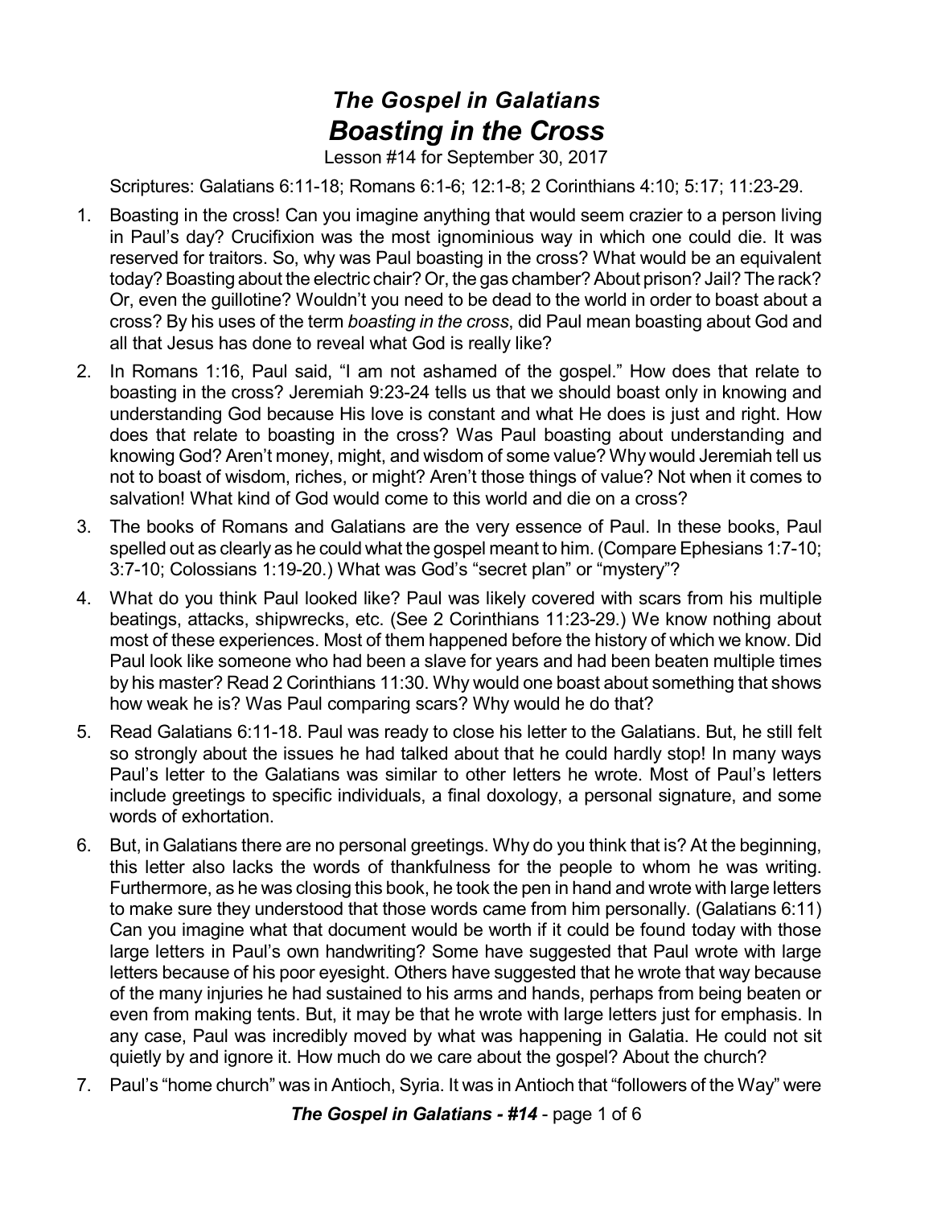# *The Gospel in Galatians*
# *Boasting in the Cross*

Lesson #14 for September 30, 2017

Scriptures: Galatians 6:11-18; Romans 6:1-6; 12:1-8; 2 Corinthians 4:10; 5:17; 11:23-29.

1. Boasting in the cross! Can you imagine anything that would seem crazier to a person living in Paul's day? Crucifixion was the most ignominious way in which one could die. It was reserved for traitors. So, why was Paul boasting in the cross? What would be an equivalent today? Boasting about the electric chair? Or, the gas chamber? About prison? Jail? The rack? Or, even the guillotine? Wouldn't you need to be dead to the world in order to boast about a cross? By his uses of the term *boasting in the cross*, did Paul mean boasting about God and all that Jesus has done to reveal what God is really like?
2. In Romans 1:16, Paul said, "I am not ashamed of the gospel." How does that relate to boasting in the cross? Jeremiah 9:23-24 tells us that we should boast only in knowing and understanding God because His love is constant and what He does is just and right. How does that relate to boasting in the cross? Was Paul boasting about understanding and knowing God? Aren't money, might, and wisdom of some value? Why would Jeremiah tell us not to boast of wisdom, riches, or might? Aren't those things of value? Not when it comes to salvation! What kind of God would come to this world and die on a cross?
3. The books of Romans and Galatians are the very essence of Paul. In these books, Paul spelled out as clearly as he could what the gospel meant to him. (Compare Ephesians 1:7-10; 3:7-10; Colossians 1:19-20.) What was God's "secret plan" or "mystery"?
4. What do you think Paul looked like? Paul was likely covered with scars from his multiple beatings, attacks, shipwrecks, etc. (See 2 Corinthians 11:23-29.) We know nothing about most of these experiences. Most of them happened before the history of which we know. Did Paul look like someone who had been a slave for years and had been beaten multiple times by his master? Read 2 Corinthians 11:30. Why would one boast about something that shows how weak he is? Was Paul comparing scars? Why would he do that?
5. Read Galatians 6:11-18. Paul was ready to close his letter to the Galatians. But, he still felt so strongly about the issues he had talked about that he could hardly stop! In many ways Paul's letter to the Galatians was similar to other letters he wrote. Most of Paul's letters include greetings to specific individuals, a final doxology, a personal signature, and some words of exhortation.
6. But, in Galatians there are no personal greetings. Why do you think that is? At the beginning, this letter also lacks the words of thankfulness for the people to whom he was writing. Furthermore, as he was closing this book, he took the pen in hand and wrote with large letters to make sure they understood that those words came from him personally. (Galatians 6:11) Can you imagine what that document would be worth if it could be found today with those large letters in Paul's own handwriting? Some have suggested that Paul wrote with large letters because of his poor eyesight. Others have suggested that he wrote that way because of the many injuries he had sustained to his arms and hands, perhaps from being beaten or even from making tents. But, it may be that he wrote with large letters just for emphasis. In any case, Paul was incredibly moved by what was happening in Galatia. He could not sit quietly by and ignore it. How much do we care about the gospel? About the church?
7. Paul's "home church" was in Antioch, Syria. It was in Antioch that "followers of the Way" were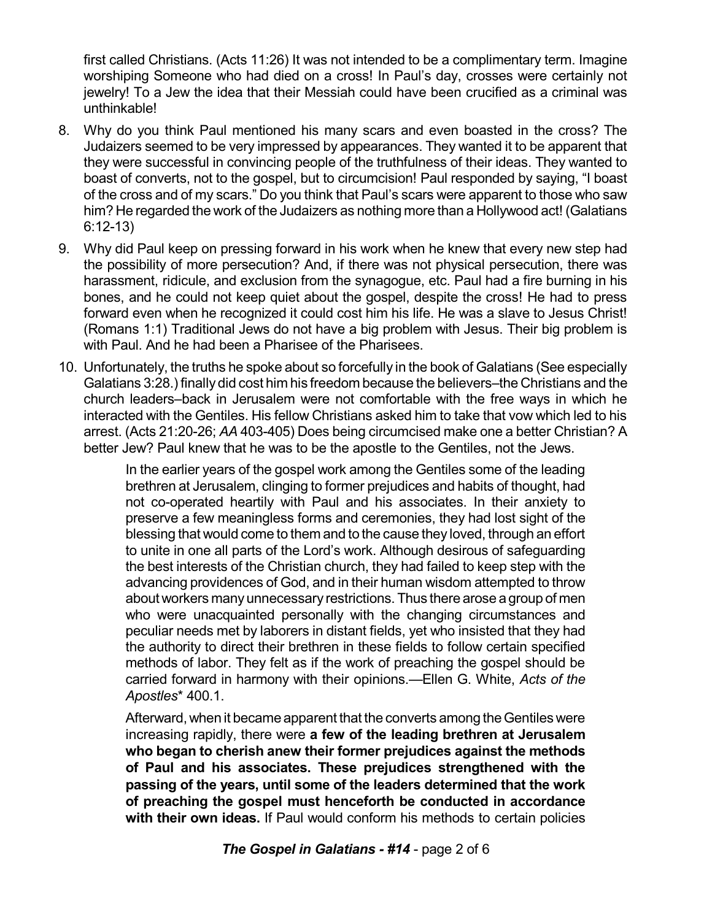first called Christians. (Acts 11:26) It was not intended to be a complimentary term. Imagine worshiping Someone who had died on a cross! In Paul's day, crosses were certainly not jewelry! To a Jew the idea that their Messiah could have been crucified as a criminal was unthinkable!

8. Why do you think Paul mentioned his many scars and even boasted in the cross? The Judaizers seemed to be very impressed by appearances. They wanted it to be apparent that they were successful in convincing people of the truthfulness of their ideas. They wanted to boast of converts, not to the gospel, but to circumcision! Paul responded by saying, "I boast of the cross and of my scars." Do you think that Paul's scars were apparent to those who saw him? He regarded the work of the Judaizers as nothing more than a Hollywood act! (Galatians 6:12-13)

9. Why did Paul keep on pressing forward in his work when he knew that every new step had the possibility of more persecution? And, if there was not physical persecution, there was harassment, ridicule, and exclusion from the synagogue, etc. Paul had a fire burning in his bones, and he could not keep quiet about the gospel, despite the cross! He had to press forward even when he recognized it could cost him his life. He was a slave to Jesus Christ! (Romans 1:1) Traditional Jews do not have a big problem with Jesus. Their big problem is with Paul. And he had been a Pharisee of the Pharisees.

10. Unfortunately, the truths he spoke about so forcefully in the book of Galatians (See especially Galatians 3:28.) finally did cost him his freedom because the believers–the Christians and the church leaders–back in Jerusalem were not comfortable with the free ways in which he interacted with the Gentiles. His fellow Christians asked him to take that vow which led to his arrest. (Acts 21:20-26; *AA* 403-405) Does being circumcised make one a better Christian? A better Jew? Paul knew that he was to be the apostle to the Gentiles, not the Jews.

    > In the earlier years of the gospel work among the Gentiles some of the leading brethren at Jerusalem, clinging to former prejudices and habits of thought, had not co-operated heartily with Paul and his associates. In their anxiety to preserve a few meaningless forms and ceremonies, they had lost sight of the blessing that would come to them and to the cause they loved, through an effort to unite in one all parts of the Lord's work. Although desirous of safeguarding the best interests of the Christian church, they had failed to keep step with the advancing providences of God, and in their human wisdom attempted to throw about workers many unnecessary restrictions. Thus there arose a group of men who were unacquainted personally with the changing circumstances and peculiar needs met by laborers in distant fields, yet who insisted that they had the authority to direct their brethren in these fields to follow certain specified methods of labor. They felt as if the work of preaching the gospel should be carried forward in harmony with their opinions.—Ellen G. White, *Acts of the Apostles*\* 400.1.

    > Afterward, when it became apparent that the converts among the Gentiles were increasing rapidly, there were **a few of the leading brethren at Jerusalem who began to cherish anew their former prejudices against the methods of Paul and his associates. These prejudices strengthened with the passing of the years, until some of the leaders determined that the work of preaching the gospel must henceforth be conducted in accordance with their own ideas.** If Paul would conform his methods to certain policies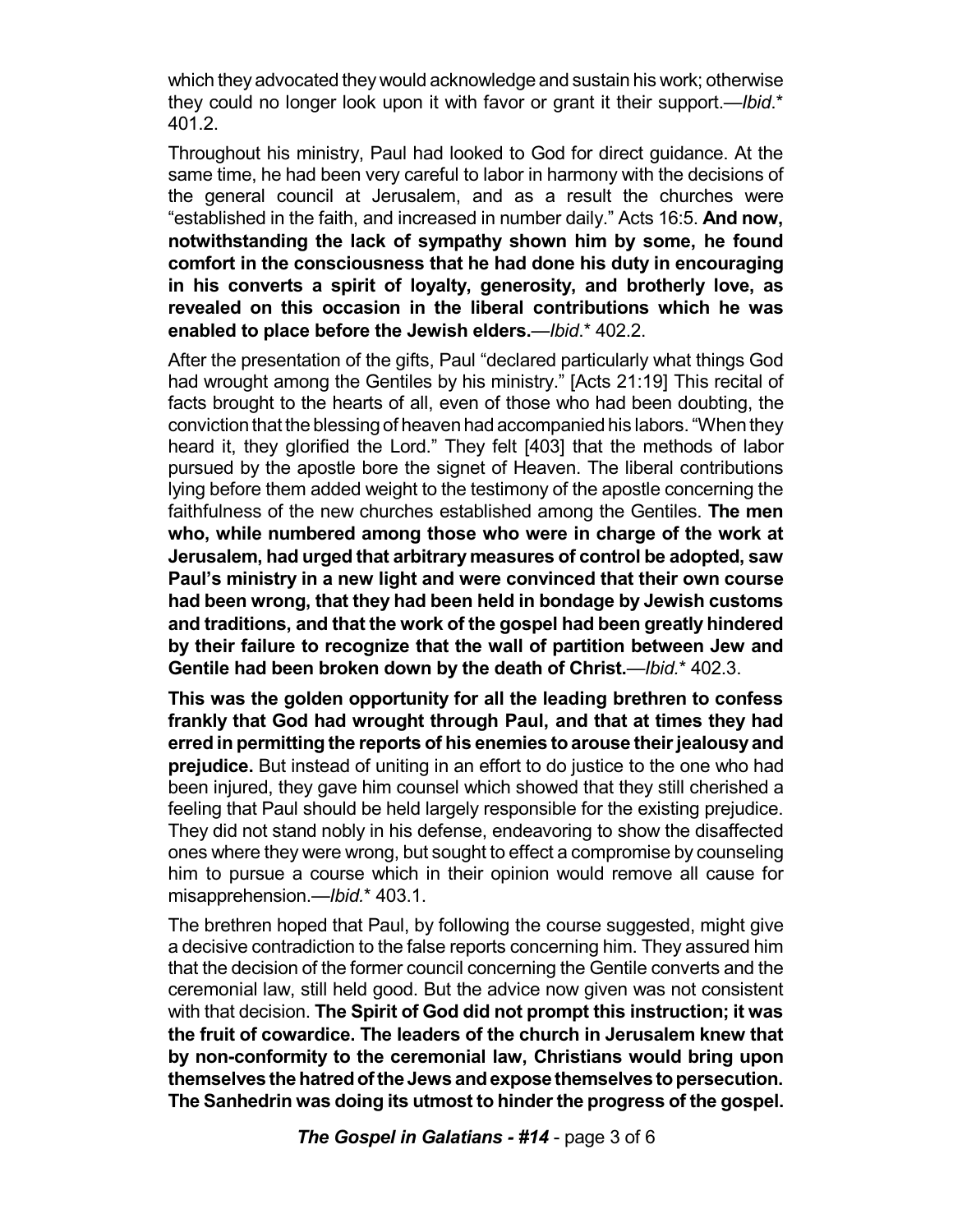which they advocated they would acknowledge and sustain his work; otherwise they could no longer look upon it with favor or grant it their support.—*Ibid*.* 401.2.

Throughout his ministry, Paul had looked to God for direct guidance. At the same time, he had been very careful to labor in harmony with the decisions of the general council at Jerusalem, and as a result the churches were "established in the faith, and increased in number daily." Acts 16:5. **And now, notwithstanding the lack of sympathy shown him by some, he found comfort in the consciousness that he had done his duty in encouraging in his converts a spirit of loyalty, generosity, and brotherly love, as revealed on this occasion in the liberal contributions which he was enabled to place before the Jewish elders.**—*Ibid*.* 402.2.

After the presentation of the gifts, Paul "declared particularly what things God had wrought among the Gentiles by his ministry." [Acts 21:19] This recital of facts brought to the hearts of all, even of those who had been doubting, the conviction that the blessing of heaven had accompanied his labors. "When they heard it, they glorified the Lord." They felt [403] that the methods of labor pursued by the apostle bore the signet of Heaven. The liberal contributions lying before them added weight to the testimony of the apostle concerning the faithfulness of the new churches established among the Gentiles. **The men who, while numbered among those who were in charge of the work at Jerusalem, had urged that arbitrary measures of control be adopted, saw Paul's ministry in a new light and were convinced that their own course had been wrong, that they had been held in bondage by Jewish customs and traditions, and that the work of the gospel had been greatly hindered by their failure to recognize that the wall of partition between Jew and Gentile had been broken down by the death of Christ.**—*Ibid.** 402.3.

**This was the golden opportunity for all the leading brethren to confess frankly that God had wrought through Paul, and that at times they had erred in permitting the reports of his enemies to arouse their jealousy and prejudice.** But instead of uniting in an effort to do justice to the one who had been injured, they gave him counsel which showed that they still cherished a feeling that Paul should be held largely responsible for the existing prejudice. They did not stand nobly in his defense, endeavoring to show the disaffected ones where they were wrong, but sought to effect a compromise by counseling him to pursue a course which in their opinion would remove all cause for misapprehension.—*Ibid.** 403.1.

The brethren hoped that Paul, by following the course suggested, might give a decisive contradiction to the false reports concerning him. They assured him that the decision of the former council concerning the Gentile converts and the ceremonial law, still held good. But the advice now given was not consistent with that decision. **The Spirit of God did not prompt this instruction; it was the fruit of cowardice. The leaders of the church in Jerusalem knew that by non-conformity to the ceremonial law, Christians would bring upon themselves the hatred of the Jews and expose themselves to persecution. The Sanhedrin was doing its utmost to hinder the progress of the gospel.**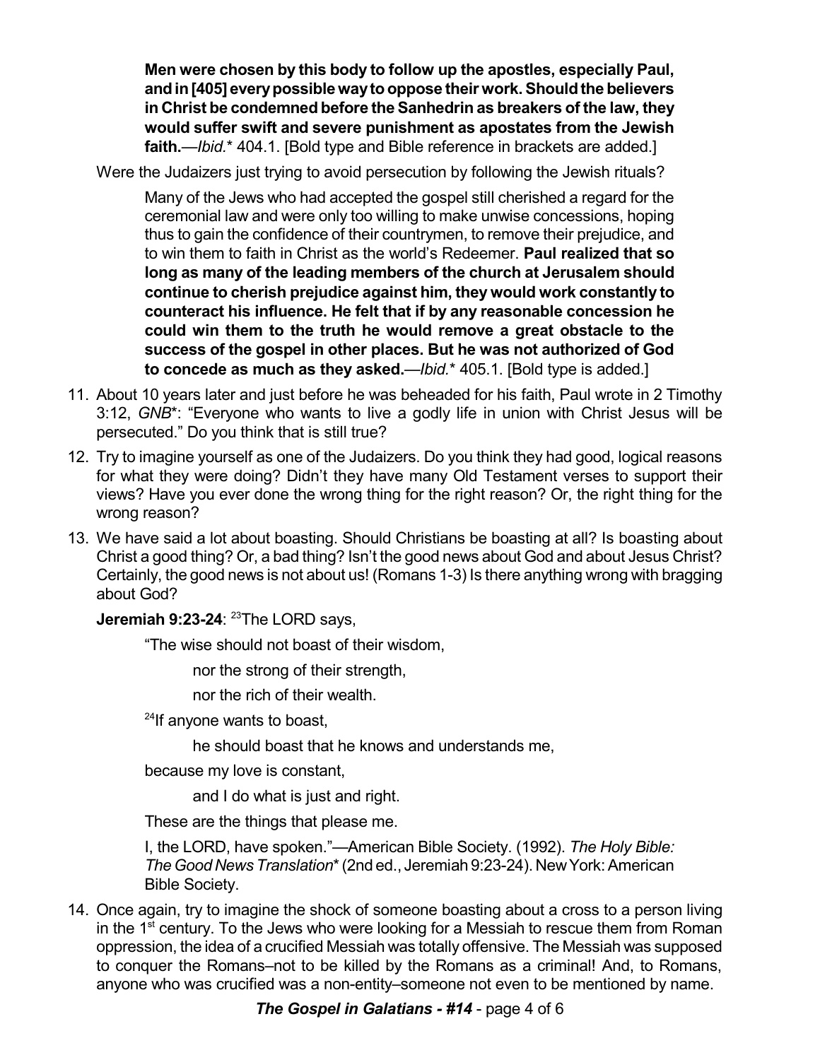> **Men were chosen by this body to follow up the apostles, especially Paul, and in [405] every possible way to oppose their work. Should the believers in Christ be condemned before the Sanhedrin as breakers of the law, they would suffer swift and severe punishment as apostates from the Jewish faith.**—*Ibid.** 404.1. [Bold type and Bible reference in brackets are added.]

Were the Judaizers just trying to avoid persecution by following the Jewish rituals?

> Many of the Jews who had accepted the gospel still cherished a regard for the ceremonial law and were only too willing to make unwise concessions, hoping thus to gain the confidence of their countrymen, to remove their prejudice, and to win them to faith in Christ as the world's Redeemer. **Paul realized that so long as many of the leading members of the church at Jerusalem should continue to cherish prejudice against him, they would work constantly to counteract his influence. He felt that if by any reasonable concession he could win them to the truth he would remove a great obstacle to the success of the gospel in other places. But he was not authorized of God to concede as much as they asked.**—*Ibid.** 405.1. [Bold type is added.]

11. About 10 years later and just before he was beheaded for his faith, Paul wrote in 2 Timothy 3:12, *GNB**: "Everyone who wants to live a godly life in union with Christ Jesus will be persecuted." Do you think that is still true?
12. Try to imagine yourself as one of the Judaizers. Do you think they had good, logical reasons for what they were doing? Didn't they have many Old Testament verses to support their views? Have you ever done the wrong thing for the right reason? Or, the right thing for the wrong reason?
13. We have said a lot about boasting. Should Christians be boasting at all? Is boasting about Christ a good thing? Or, a bad thing? Isn't the good news about God and about Jesus Christ? Certainly, the good news is not about us! (Romans 1-3) Is there anything wrong with bragging about God?

**Jeremiah 9:23-24**: [23]The LORD says,

> "The wise should not boast of their wisdom,
>
> nor the strong of their strength,
>
> nor the rich of their wealth.
>
> [24]If anyone wants to boast,
>
> he should boast that he knows and understands me,
>
> because my love is constant,
>
> and I do what is just and right.
>
> These are the things that please me.
>
> I, the LORD, have spoken."—American Bible Society. (1992). *The Holy Bible: The Good News Translation** (2nd ed., Jeremiah 9:23-24). New York: American Bible Society.

14. Once again, try to imagine the shock of someone boasting about a cross to a person living in the 1st century. To the Jews who were looking for a Messiah to rescue them from Roman oppression, the idea of a crucified Messiah was totally offensive. The Messiah was supposed to conquer the Romans–not to be killed by the Romans as a criminal! And, to Romans, anyone who was crucified was a non-entity–someone not even to be mentioned by name.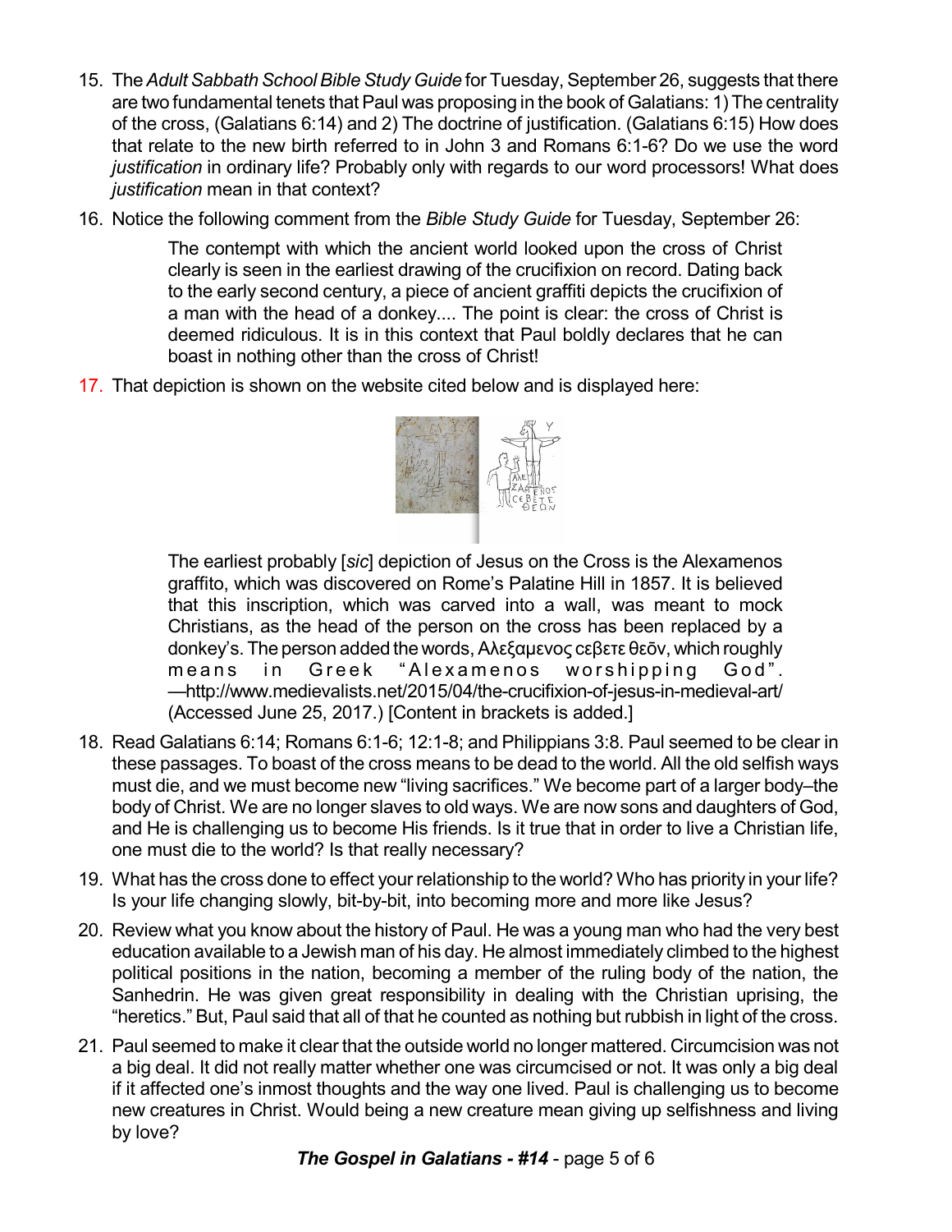15. The *Adult Sabbath School Bible Study Guide* for Tuesday, September 26, suggests that there are two fundamental tenets that Paul was proposing in the book of Galatians: 1) The centrality of the cross, (Galatians 6:14) and 2) The doctrine of justification. (Galatians 6:15) How does that relate to the new birth referred to in John 3 and Romans 6:1-6? Do we use the word *justification* in ordinary life? Probably only with regards to our word processors! What does *justification* mean in that context?

16. Notice the following comment from the *Bible Study Guide* for Tuesday, September 26:

> The contempt with which the ancient world looked upon the cross of Christ clearly is seen in the earliest drawing of the crucifixion on record. Dating back to the early second century, a piece of ancient graffiti depicts the crucifixion of a man with the head of a donkey.... The point is clear: the cross of Christ is deemed ridiculous. It is in this context that Paul boldly declares that he can boast in nothing other than the cross of Christ!

17. That depiction is shown on the website cited below and is displayed here:

> The earliest probably [*sic*] depiction of Jesus on the Cross is the Alexamenos graffito, which was discovered on Rome's Palatine Hill in 1857. It is believed that this inscription, which was carved into a wall, was meant to mock Christians, as the head of the person on the cross has been replaced by a donkey's. The person added the words, Αλεξαμενος cεβετε θεōν, which roughly means in Greek "Alexamenos worshipping God". —http://www.medievalists.net/2015/04/the-crucifixion-of-jesus-in-medieval-art/ (Accessed June 25, 2017.) [Content in brackets is added.]

18. Read Galatians 6:14; Romans 6:1-6; 12:1-8; and Philippians 3:8. Paul seemed to be clear in these passages. To boast of the cross means to be dead to the world. All the old selfish ways must die, and we must become new "living sacrifices." We become part of a larger body–the body of Christ. We are no longer slaves to old ways. We are now sons and daughters of God, and He is challenging us to become His friends. Is it true that in order to live a Christian life, one must die to the world? Is that really necessary?

19. What has the cross done to effect your relationship to the world? Who has priority in your life? Is your life changing slowly, bit-by-bit, into becoming more and more like Jesus?

20. Review what you know about the history of Paul. He was a young man who had the very best education available to a Jewish man of his day. He almost immediately climbed to the highest political positions in the nation, becoming a member of the ruling body of the nation, the Sanhedrin. He was given great responsibility in dealing with the Christian uprising, the "heretics." But, Paul said that all of that he counted as nothing but rubbish in light of the cross.

21. Paul seemed to make it clear that the outside world no longer mattered. Circumcision was not a big deal. It did not really matter whether one was circumcised or not. It was only a big deal if it affected one's inmost thoughts and the way one lived. Paul is challenging us to become new creatures in Christ. Would being a new creature mean giving up selfishness and living by love?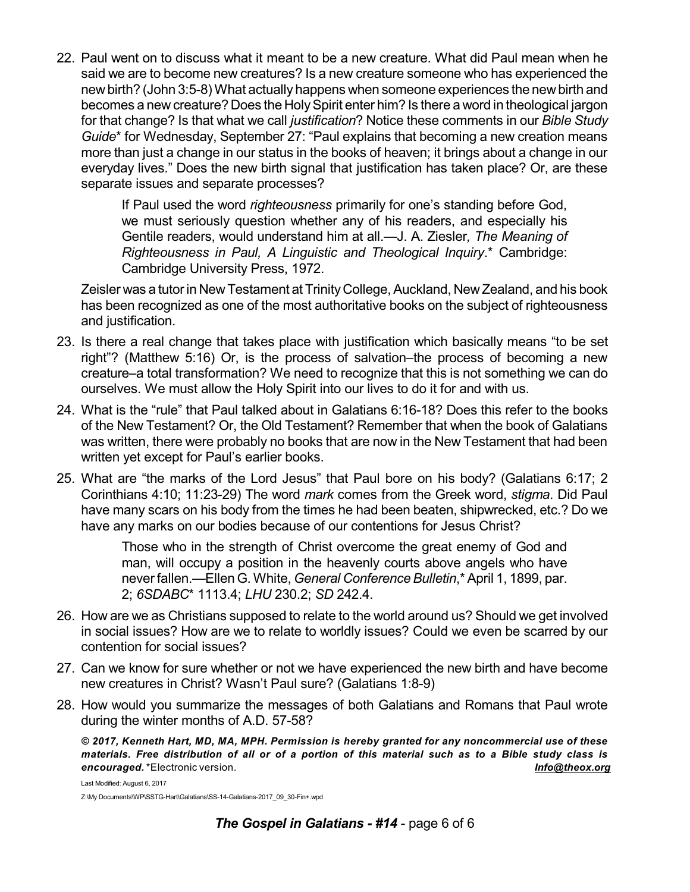22. Paul went on to discuss what it meant to be a new creature. What did Paul mean when he said we are to become new creatures? Is a new creature someone who has experienced the new birth? (John 3:5-8) What actually happens when someone experiences the new birth and becomes a new creature? Does the Holy Spirit enter him? Is there a word in theological jargon for that change? Is that what we call *justification*? Notice these comments in our *Bible Study Guide*\* for Wednesday, September 27: "Paul explains that becoming a new creation means more than just a change in our status in the books of heaven; it brings about a change in our everyday lives." Does the new birth signal that justification has taken place? Or, are these separate issues and separate processes?

    > If Paul used the word *righteousness* primarily for one's standing before God, we must seriously question whether any of his readers, and especially his Gentile readers, would understand him at all.—J. A. Ziesler*, The Meaning of Righteousness in Paul, A Linguistic and Theological Inquiry*.\* Cambridge: Cambridge University Press, 1972.

    Zeisler was a tutor in New Testament at Trinity College, Auckland, New Zealand, and his book has been recognized as one of the most authoritative books on the subject of righteousness and justification.

23. Is there a real change that takes place with justification which basically means "to be set right"? (Matthew 5:16) Or, is the process of salvation–the process of becoming a new creature–a total transformation? We need to recognize that this is not something we can do ourselves. We must allow the Holy Spirit into our lives to do it for and with us.

24. What is the "rule" that Paul talked about in Galatians 6:16-18? Does this refer to the books of the New Testament? Or, the Old Testament? Remember that when the book of Galatians was written, there were probably no books that are now in the New Testament that had been written yet except for Paul's earlier books.

25. What are "the marks of the Lord Jesus" that Paul bore on his body? (Galatians 6:17; 2 Corinthians 4:10; 11:23-29) The word *mark* comes from the Greek word, *stigma*. Did Paul have many scars on his body from the times he had been beaten, shipwrecked, etc.? Do we have any marks on our bodies because of our contentions for Jesus Christ?

    > Those who in the strength of Christ overcome the great enemy of God and man, will occupy a position in the heavenly courts above angels who have never fallen.—Ellen G. White, *General Conference Bulletin*,\* April 1, 1899, par. 2; *6SDABC*\* 1113.4; *LHU* 230.2; *SD* 242.4.

26. How are we as Christians supposed to relate to the world around us? Should we get involved in social issues? How are we to relate to worldly issues? Could we even be scarred by our contention for social issues?

27. Can we know for sure whether or not we have experienced the new birth and have become new creatures in Christ? Wasn't Paul sure? (Galatians 1:8-9)

28. How would you summarize the messages of both Galatians and Romans that Paul wrote during the winter months of A.D. 57-58?

***© 2017, Kenneth Hart, MD, MA, MPH. Permission is hereby granted for any noncommercial use of these materials. Free distribution of all or of a portion of this material such as to a Bible study class is encouraged.*** \*Electronic version. ***Info@theox.org***

Last Modified: August 6, 2017

Z:\My Documents\WP\SSTG-Hart\Galatians\SS-14-Galatians-2017_09_30-Fin+.wpd